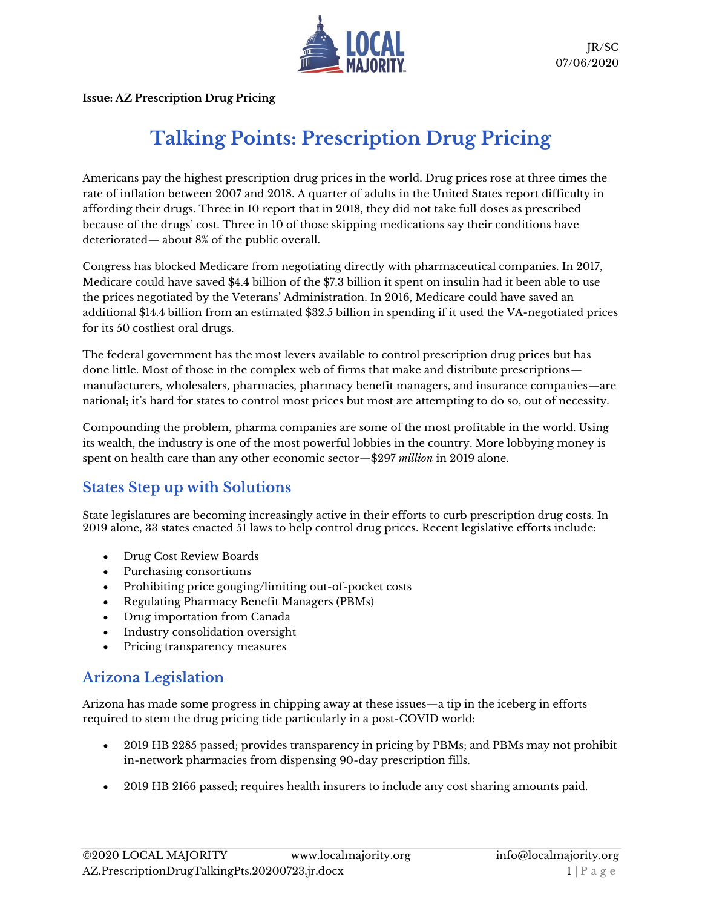JR/SC
07/06/2020

**Issue: AZ Prescription Drug Pricing**

# Talking Points: Prescription Drug Pricing

Americans pay the highest prescription drug prices in the world. Drug prices rose at three times the rate of inflation between 2007 and 2018. A quarter of adults in the United States report difficulty in affording their drugs. Three in 10 report that in 2018, they did not take full doses as prescribed because of the drugs' cost. Three in 10 of those skipping medications say their conditions have deteriorated— about 8% of the public overall.

Congress has blocked Medicare from negotiating directly with pharmaceutical companies. In 2017, Medicare could have saved $4.4 billion of the $7.3 billion it spent on insulin had it been able to use the prices negotiated by the Veterans' Administration. In 2016, Medicare could have saved an additional $14.4 billion from an estimated $32.5 billion in spending if it used the VA-negotiated prices for its 50 costliest oral drugs.

The federal government has the most levers available to control prescription drug prices but has done little. Most of those in the complex web of firms that make and distribute prescriptions—manufacturers, wholesalers, pharmacies, pharmacy benefit managers, and insurance companies—are national; it's hard for states to control most prices but most are attempting to do so, out of necessity.

Compounding the problem, pharma companies are some of the most profitable in the world. Using its wealth, the industry is one of the most powerful lobbies in the country. More lobbying money is spent on health care than any other economic sector—$297 *million* in 2019 alone.

## States Step up with Solutions

State legislatures are becoming increasingly active in their efforts to curb prescription drug costs. In 2019 alone, 33 states enacted 51 laws to help control drug prices. Recent legislative efforts include:

- Drug Cost Review Boards
- Purchasing consortiums
- Prohibiting price gouging/limiting out-of-pocket costs
- Regulating Pharmacy Benefit Managers (PBMs)
- Drug importation from Canada
- Industry consolidation oversight
- Pricing transparency measures

## Arizona Legislation

Arizona has made some progress in chipping away at these issues—a tip in the iceberg in efforts required to stem the drug pricing tide particularly in a post-COVID world:

- 2019 HB 2285 passed; provides transparency in pricing by PBMs; and PBMs may not prohibit in-network pharmacies from dispensing 90-day prescription fills.
- 2019 HB 2166 passed; requires health insurers to include any cost sharing amounts paid.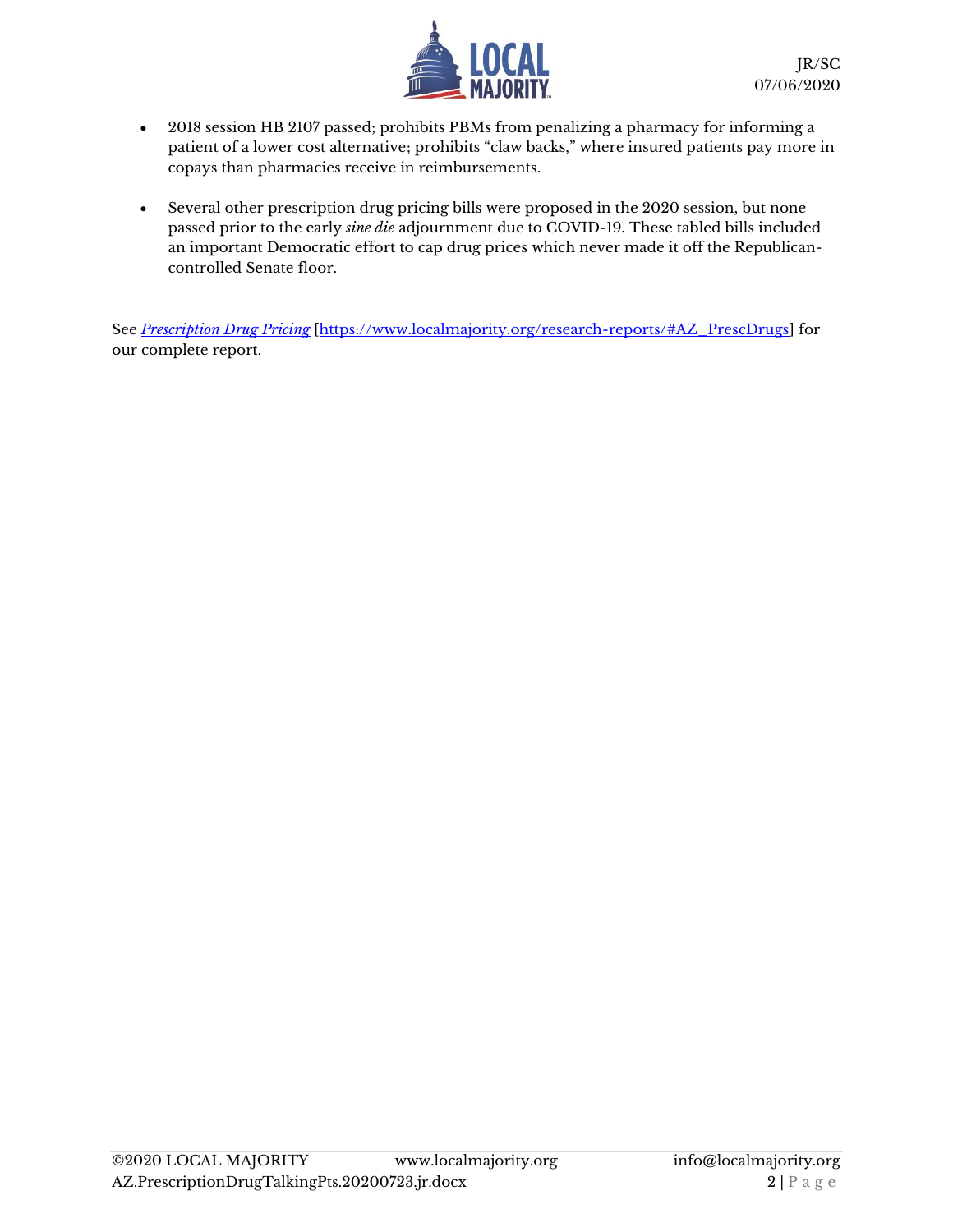- 2018 session HB 2107 passed; prohibits PBMs from penalizing a pharmacy for informing a patient of a lower cost alternative; prohibits "claw backs," where insured patients pay more in copays than pharmacies receive in reimbursements.

- Several other prescription drug pricing bills were proposed in the 2020 session, but none passed prior to the early *sine die* adjournment due to COVID-19. These tabled bills included an important Democratic effort to cap drug prices which never made it off the Republican-controlled Senate floor.

See [*Prescription Drug Pricing*](https://www.localmajority.org/research-reports/#AZ_PrescDrugs) [https://www.localmajority.org/research-reports/#AZ_PrescDrugs] for our complete report.